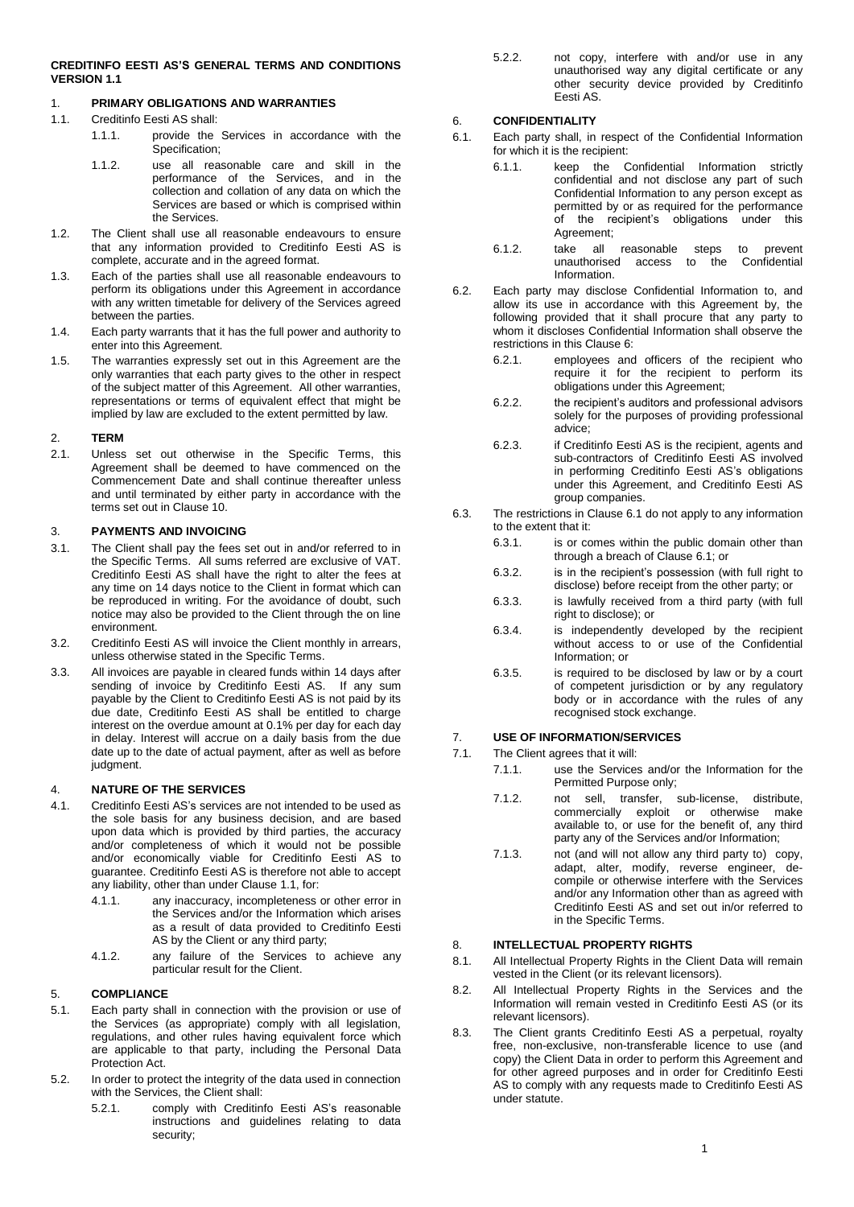**CREDITINFO EESTI AS'S GENERAL TERMS AND CONDITIONS VERSION 1.1**

## 1. PRIMARY OBLIGATIONS AND WARRANTIES

1.1. Creditinfo Eesti AS shall:

1.1.1. provide the Services in accordance with the Specification;

1.1.2. use all reasonable care and skill in the performance of the Services, and in the collection and collation of any data on which the Services are based or which is comprised within the Services.

1.2. The Client shall use all reasonable endeavours to ensure that any information provided to Creditinfo Eesti AS is complete, accurate and in the agreed format.

1.3. Each of the parties shall use all reasonable endeavours to perform its obligations under this Agreement in accordance with any written timetable for delivery of the Services agreed between the parties.

1.4. Each party warrants that it has the full power and authority to enter into this Agreement.

1.5. The warranties expressly set out in this Agreement are the only warranties that each party gives to the other in respect of the subject matter of this Agreement. All other warranties, representations or terms of equivalent effect that might be implied by law are excluded to the extent permitted by law.

## 2. TERM

2.1. Unless set out otherwise in the Specific Terms, this Agreement shall be deemed to have commenced on the Commencement Date and shall continue thereafter unless and until terminated by either party in accordance with the terms set out in Clause 10.

## 3. PAYMENTS AND INVOICING

3.1. The Client shall pay the fees set out in and/or referred to in the Specific Terms. All sums referred are exclusive of VAT. Creditinfo Eesti AS shall have the right to alter the fees at any time on 14 days notice to the Client in format which can be reproduced in writing. For the avoidance of doubt, such notice may also be provided to the Client through the on line environment.

3.2. Creditinfo Eesti AS will invoice the Client monthly in arrears, unless otherwise stated in the Specific Terms.

3.3. All invoices are payable in cleared funds within 14 days after sending of invoice by Creditinfo Eesti AS. If any sum payable by the Client to Creditinfo Eesti AS is not paid by its due date, Creditinfo Eesti AS shall be entitled to charge interest on the overdue amount at 0.1% per day for each day in delay. Interest will accrue on a daily basis from the due date up to the date of actual payment, after as well as before judgment.

## 4. NATURE OF THE SERVICES

4.1. Creditinfo Eesti AS's services are not intended to be used as the sole basis for any business decision, and are based upon data which is provided by third parties, the accuracy and/or completeness of which it would not be possible and/or economically viable for Creditinfo Eesti AS to guarantee. Creditinfo Eesti AS is therefore not able to accept any liability, other than under Clause 1.1, for:

4.1.1. any inaccuracy, incompleteness or other error in the Services and/or the Information which arises as a result of data provided to Creditinfo Eesti AS by the Client or any third party;

4.1.2. any failure of the Services to achieve any particular result for the Client.

## 5. COMPLIANCE

5.1. Each party shall in connection with the provision or use of the Services (as appropriate) comply with all legislation, regulations, and other rules having equivalent force which are applicable to that party, including the Personal Data Protection Act.

5.2. In order to protect the integrity of the data used in connection with the Services, the Client shall:

5.2.1. comply with Creditinfo Eesti AS's reasonable instructions and guidelines relating to data security;

5.2.2. not copy, interfere with and/or use in any unauthorised way any digital certificate or any other security device provided by Creditinfo Eesti AS.

## 6. CONFIDENTIALITY

6.1. Each party shall, in respect of the Confidential Information for which it is the recipient:

6.1.1. keep the Confidential Information strictly confidential and not disclose any part of such Confidential Information to any person except as permitted by or as required for the performance of the recipient's obligations under this Agreement;

6.1.2. take all reasonable steps to prevent unauthorised access to the Confidential Information.

6.2. Each party may disclose Confidential Information to, and allow its use in accordance with this Agreement by, the following provided that it shall procure that any party to whom it discloses Confidential Information shall observe the restrictions in this Clause 6:

6.2.1. employees and officers of the recipient who require it for the recipient to perform its obligations under this Agreement;

6.2.2. the recipient's auditors and professional advisors solely for the purposes of providing professional advice;

6.2.3. if Creditinfo Eesti AS is the recipient, agents and sub-contractors of Creditinfo Eesti AS involved in performing Creditinfo Eesti AS's obligations under this Agreement, and Creditinfo Eesti AS group companies.

6.3. The restrictions in Clause 6.1 do not apply to any information to the extent that it:

6.3.1. is or comes within the public domain other than through a breach of Clause 6.1; or

6.3.2. is in the recipient's possession (with full right to disclose) before receipt from the other party; or

6.3.3. is lawfully received from a third party (with full right to disclose); or

6.3.4. is independently developed by the recipient without access to or use of the Confidential Information; or

6.3.5. is required to be disclosed by law or by a court of competent jurisdiction or by any regulatory body or in accordance with the rules of any recognised stock exchange.

## 7. USE OF INFORMATION/SERVICES

7.1. The Client agrees that it will:

7.1.1. use the Services and/or the Information for the Permitted Purpose only;

7.1.2. not sell, transfer, sub-license, distribute, commercially exploit or otherwise make available to, or use for the benefit of, any third party any of the Services and/or Information;

7.1.3. not (and will not allow any third party to) copy, adapt, alter, modify, reverse engineer, de-compile or otherwise interfere with the Services and/or any Information other than as agreed with Creditinfo Eesti AS and set out in/or referred to in the Specific Terms.

## 8. INTELLECTUAL PROPERTY RIGHTS

8.1. All Intellectual Property Rights in the Client Data will remain vested in the Client (or its relevant licensors).

8.2. All Intellectual Property Rights in the Services and the Information will remain vested in Creditinfo Eesti AS (or its relevant licensors).

8.3. The Client grants Creditinfo Eesti AS a perpetual, royalty free, non-exclusive, non-transferable licence to use (and copy) the Client Data in order to perform this Agreement and for other agreed purposes and in order for Creditinfo Eesti AS to comply with any requests made to Creditinfo Eesti AS under statute.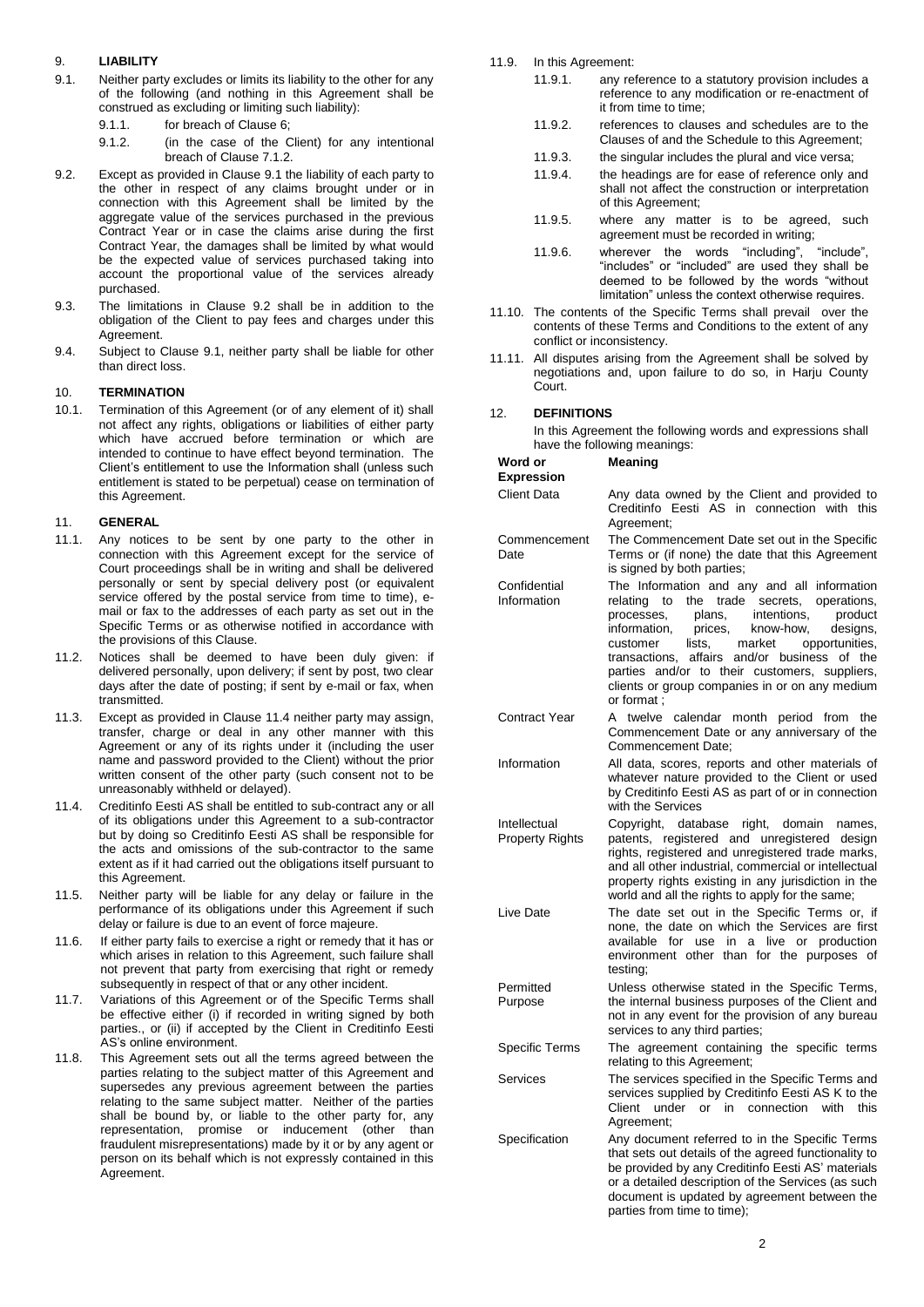## 9. LIABILITY

9.1. Neither party excludes or limits its liability to the other for any of the following (and nothing in this Agreement shall be construed as excluding or limiting such liability):

9.1.1. for breach of Clause 6;

9.1.2. (in the case of the Client) for any intentional breach of Clause 7.1.2.

9.2. Except as provided in Clause 9.1 the liability of each party to the other in respect of any claims brought under or in connection with this Agreement shall be limited by the aggregate value of the services purchased in the previous Contract Year or in case the claims arise during the first Contract Year, the damages shall be limited by what would be the expected value of services purchased taking into account the proportional value of the services already purchased.

9.3. The limitations in Clause 9.2 shall be in addition to the obligation of the Client to pay fees and charges under this Agreement.

9.4. Subject to Clause 9.1, neither party shall be liable for other than direct loss.

## 10. TERMINATION

10.1. Termination of this Agreement (or of any element of it) shall not affect any rights, obligations or liabilities of either party which have accrued before termination or which are intended to continue to have effect beyond termination. The Client's entitlement to use the Information shall (unless such entitlement is stated to be perpetual) cease on termination of this Agreement.

## 11. GENERAL

11.1. Any notices to be sent by one party to the other in connection with this Agreement except for the service of Court proceedings shall be in writing and shall be delivered personally or sent by special delivery post (or equivalent service offered by the postal service from time to time), e-mail or fax to the addresses of each party as set out in the Specific Terms or as otherwise notified in accordance with the provisions of this Clause.

11.2. Notices shall be deemed to have been duly given: if delivered personally, upon delivery; if sent by post, two clear days after the date of posting; if sent by e-mail or fax, when transmitted.

11.3. Except as provided in Clause 11.4 neither party may assign, transfer, charge or deal in any other manner with this Agreement or any of its rights under it (including the user name and password provided to the Client) without the prior written consent of the other party (such consent not to be unreasonably withheld or delayed).

11.4. Creditinfo Eesti AS shall be entitled to sub-contract any or all of its obligations under this Agreement to a sub-contractor but by doing so Creditinfo Eesti AS shall be responsible for the acts and omissions of the sub-contractor to the same extent as if it had carried out the obligations itself pursuant to this Agreement.

11.5. Neither party will be liable for any delay or failure in the performance of its obligations under this Agreement if such delay or failure is due to an event of force majeure.

11.6. If either party fails to exercise a right or remedy that it has or which arises in relation to this Agreement, such failure shall not prevent that party from exercising that right or remedy subsequently in respect of that or any other incident.

11.7. Variations of this Agreement or of the Specific Terms shall be effective either (i) if recorded in writing signed by both parties., or (ii) if accepted by the Client in Creditinfo Eesti AS's online environment.

11.8. This Agreement sets out all the terms agreed between the parties relating to the subject matter of this Agreement and supersedes any previous agreement between the parties relating to the same subject matter. Neither of the parties shall be bound by, or liable to the other party for, any representation, promise or inducement (other than fraudulent misrepresentations) made by it or by any agent or person on its behalf which is not expressly contained in this Agreement.

11.9. In this Agreement:

11.9.1. any reference to a statutory provision includes a reference to any modification or re-enactment of it from time to time;

11.9.2. references to clauses and schedules are to the Clauses of and the Schedule to this Agreement;

11.9.3. the singular includes the plural and vice versa;

11.9.4. the headings are for ease of reference only and shall not affect the construction or interpretation of this Agreement;

11.9.5. where any matter is to be agreed, such agreement must be recorded in writing;

11.9.6. wherever the words "including", "include", "includes" or "included" are used they shall be deemed to be followed by the words "without limitation" unless the context otherwise requires.

11.10. The contents of the Specific Terms shall prevail over the contents of these Terms and Conditions to the extent of any conflict or inconsistency.

11.11. All disputes arising from the Agreement shall be solved by negotiations and, upon failure to do so, in Harju County Court.

## 12. DEFINITIONS

In this Agreement the following words and expressions shall have the following meanings:

| Word or Expression | Meaning |
|---|---|
| Client Data | Any data owned by the Client and provided to Creditinfo Eesti AS in connection with this Agreement; |
| Commencement Date | The Commencement Date set out in the Specific Terms or (if none) the date that this Agreement is signed by both parties; |
| Confidential Information | The Information and any and all information relating to the trade secrets, operations, processes, plans, intentions, product information, prices, know-how, designs, customer lists, market opportunities, transactions, affairs and/or business of the parties and/or to their customers, suppliers, clients or group companies in or on any medium or format ; |
| Contract Year | A twelve calendar month period from the Commencement Date or any anniversary of the Commencement Date; |
| Information | All data, scores, reports and other materials of whatever nature provided to the Client or used by Creditinfo Eesti AS as part of or in connection with the Services |
| Intellectual Property Rights | Copyright, database right, domain names, patents, registered and unregistered design rights, registered and unregistered trade marks, and all other industrial, commercial or intellectual property rights existing in any jurisdiction in the world and all the rights to apply for the same; |
| Live Date | The date set out in the Specific Terms or, if none, the date on which the Services are first available for use in a live or production environment other than for the purposes of testing; |
| Permitted Purpose | Unless otherwise stated in the Specific Terms, the internal business purposes of the Client and not in any event for the provision of any bureau services to any third parties; |
| Specific Terms | The agreement containing the specific terms relating to this Agreement; |
| Services | The services specified in the Specific Terms and services supplied by Creditinfo Eesti AS K to the Client under or in connection with this Agreement; |
| Specification | Any document referred to in the Specific Terms that sets out details of the agreed functionality to be provided by any Creditinfo Eesti AS' materials or a detailed description of the Services (as such document is updated by agreement between the parties from time to time); |